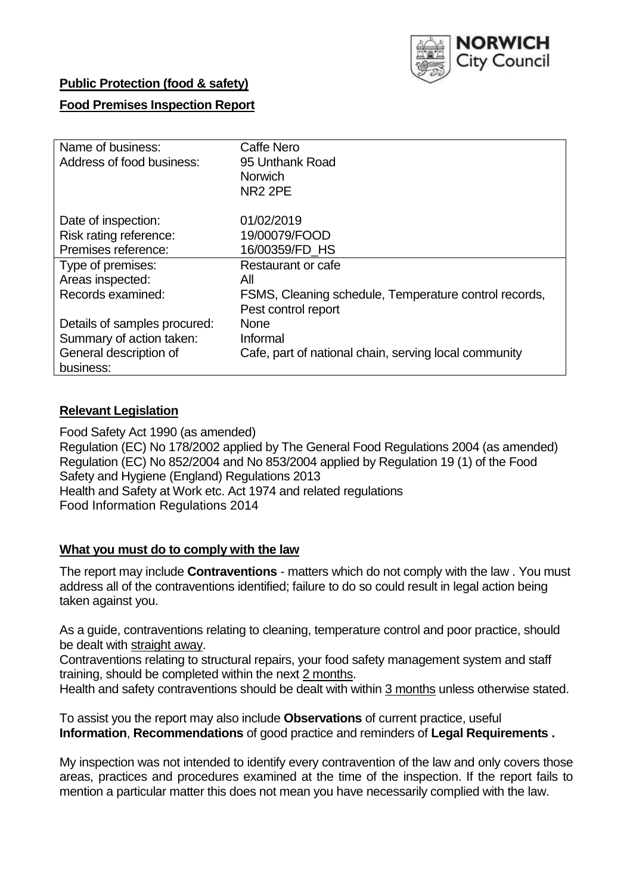**Public Protection (food & safety)**

**Food Premises Inspection Report**

| Name of business: | Caffe Nero |
|---|---|
| Address of food business: | 95 Unthank Road<br>Norwich<br>NR2 2PE |
| Date of inspection: | 01/02/2019 |
| Risk rating reference: | 19/00079/FOOD |
| Premises reference: | 16/00359/FD_HS |
| Type of premises: | Restaurant or cafe |
| Areas inspected: | All |
| Records examined: | FSMS, Cleaning schedule, Temperature control records, Pest control report |
| Details of samples procured: | None |
| Summary of action taken: | Informal |
| General description of business: | Cafe, part of national chain, serving local community |

## **Relevant Legislation**

Food Safety Act 1990 (as amended)
Regulation (EC) No 178/2002 applied by The General Food Regulations 2004 (as amended)
Regulation (EC) No 852/2004 and No 853/2004 applied by Regulation 19 (1) of the Food Safety and Hygiene (England) Regulations 2013
Health and Safety at Work etc. Act 1974 and related regulations
Food Information Regulations 2014

## **What you must do to comply with the law**

The report may include **Contraventions** - matters which do not comply with the law . You must address all of the contraventions identified; failure to do so could result in legal action being taken against you.

As a guide, contraventions relating to cleaning, temperature control and poor practice, should be dealt with straight away.
Contraventions relating to structural repairs, your food safety management system and staff training, should be completed within the next 2 months.
Health and safety contraventions should be dealt with within 3 months unless otherwise stated.

To assist you the report may also include **Observations** of current practice, useful **Information**, **Recommendations** of good practice and reminders of **Legal Requirements .**

My inspection was not intended to identify every contravention of the law and only covers those areas, practices and procedures examined at the time of the inspection. If the report fails to mention a particular matter this does not mean you have necessarily complied with the law.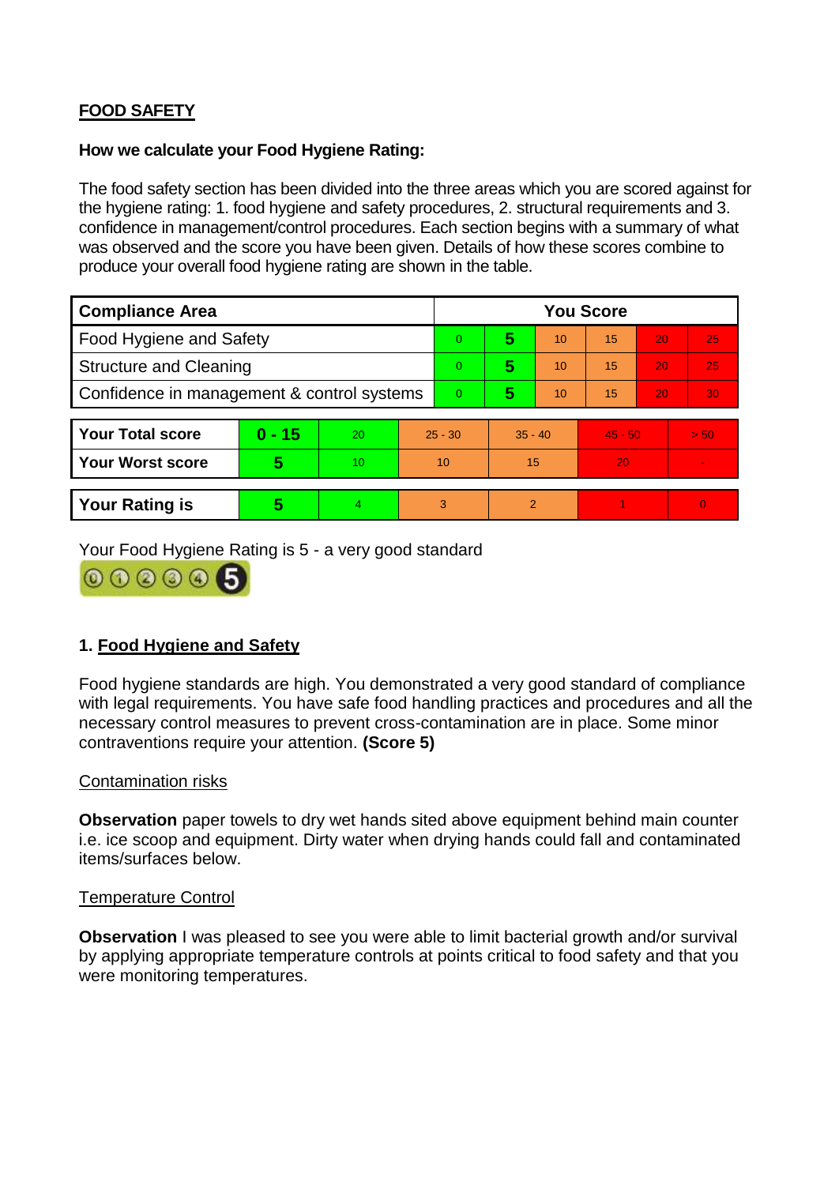**FOOD SAFETY**

**How we calculate your Food Hygiene Rating:**

The food safety section has been divided into the three areas which you are scored against for the hygiene rating: 1. food hygiene and safety procedures, 2. structural requirements and 3. confidence in management/control procedures. Each section begins with a summary of what was observed and the score you have been given. Details of how these scores combine to produce your overall food hygiene rating are shown in the table.

| Compliance Area | You Score | | | | | |
|---|---|---|---|---|---|---|
| Food Hygiene and Safety | 0 | **5** | 10 | 15 | 20 | 25 |
| Structure and Cleaning | 0 | **5** | 10 | 15 | 20 | 25 |
| Confidence in management & control systems | 0 | **5** | 10 | 15 | 20 | 30 |

| | | | | | | |
|---|---|---|---|---|---|---|
| **Your Total score** | **0 - 15** | 20 | 25 - 30 | 35 - 40 | 45 - 50 | > 50 |
| **Your Worst score** | **5** | 10 | 10 | 15 | 20 | - |
| **Your Rating is** | **5** | 4 | 3 | 2 | 1 | 0 |

Your Food Hygiene Rating is 5 - a very good standard

## 1. Food Hygiene and Safety

Food hygiene standards are high. You demonstrated a very good standard of compliance with legal requirements. You have safe food handling practices and procedures and all the necessary control measures to prevent cross-contamination are in place. Some minor contraventions require your attention. **(Score 5)**

### Contamination risks

**Observation** paper towels to dry wet hands sited above equipment behind main counter i.e. ice scoop and equipment. Dirty water when drying hands could fall and contaminated items/surfaces below.

### Temperature Control

**Observation** I was pleased to see you were able to limit bacterial growth and/or survival by applying appropriate temperature controls at points critical to food safety and that you were monitoring temperatures.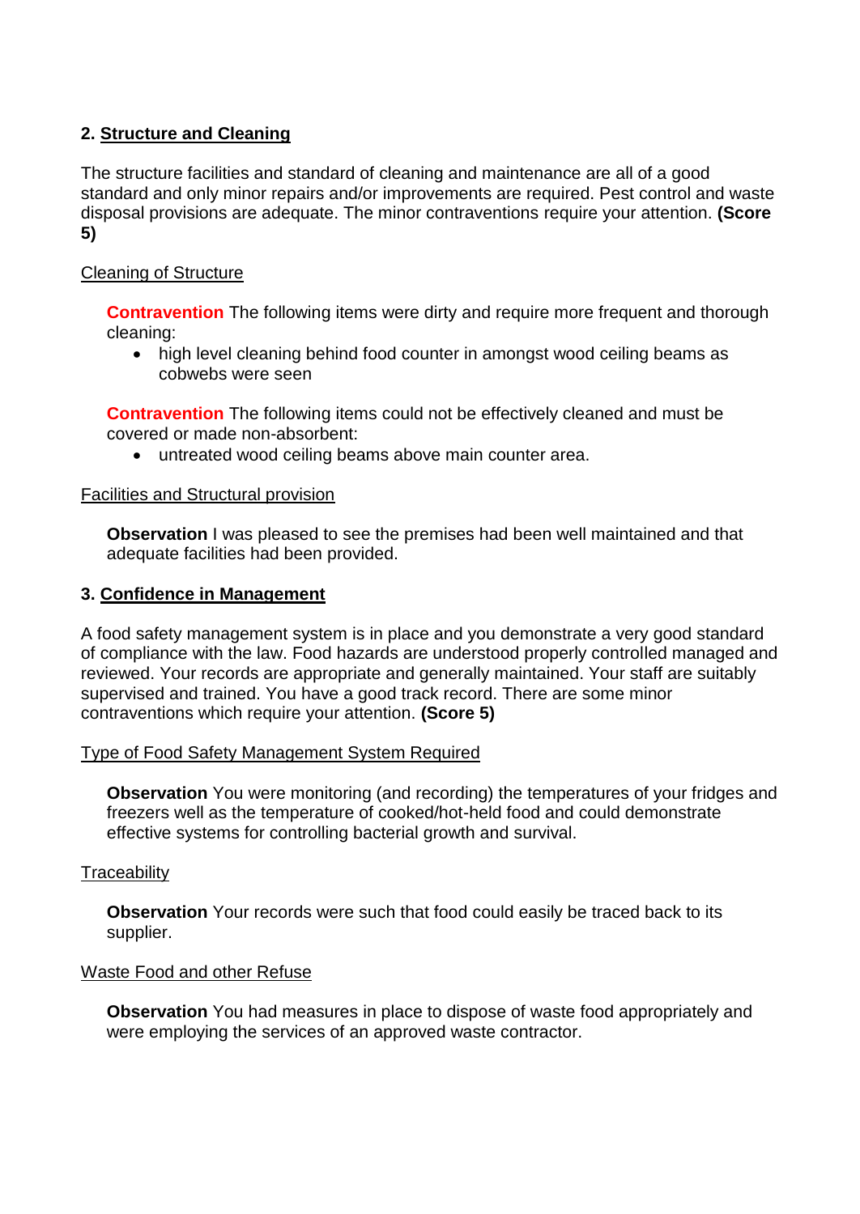## 2. Structure and Cleaning

The structure facilities and standard of cleaning and maintenance are all of a good standard and only minor repairs and/or improvements are required. Pest control and waste disposal provisions are adequate. The minor contraventions require your attention. **(Score 5)**

### Cleaning of Structure

**Contravention** The following items were dirty and require more frequent and thorough cleaning:

- high level cleaning behind food counter in amongst wood ceiling beams as cobwebs were seen

**Contravention** The following items could not be effectively cleaned and must be covered or made non-absorbent:

- untreated wood ceiling beams above main counter area.

### Facilities and Structural provision

**Observation** I was pleased to see the premises had been well maintained and that adequate facilities had been provided.

## 3. Confidence in Management

A food safety management system is in place and you demonstrate a very good standard of compliance with the law. Food hazards are understood properly controlled managed and reviewed. Your records are appropriate and generally maintained. Your staff are suitably supervised and trained. You have a good track record. There are some minor contraventions which require your attention. **(Score 5)**

### Type of Food Safety Management System Required

**Observation** You were monitoring (and recording) the temperatures of your fridges and freezers well as the temperature of cooked/hot-held food and could demonstrate effective systems for controlling bacterial growth and survival.

### Traceability

**Observation** Your records were such that food could easily be traced back to its supplier.

### Waste Food and other Refuse

**Observation** You had measures in place to dispose of waste food appropriately and were employing the services of an approved waste contractor.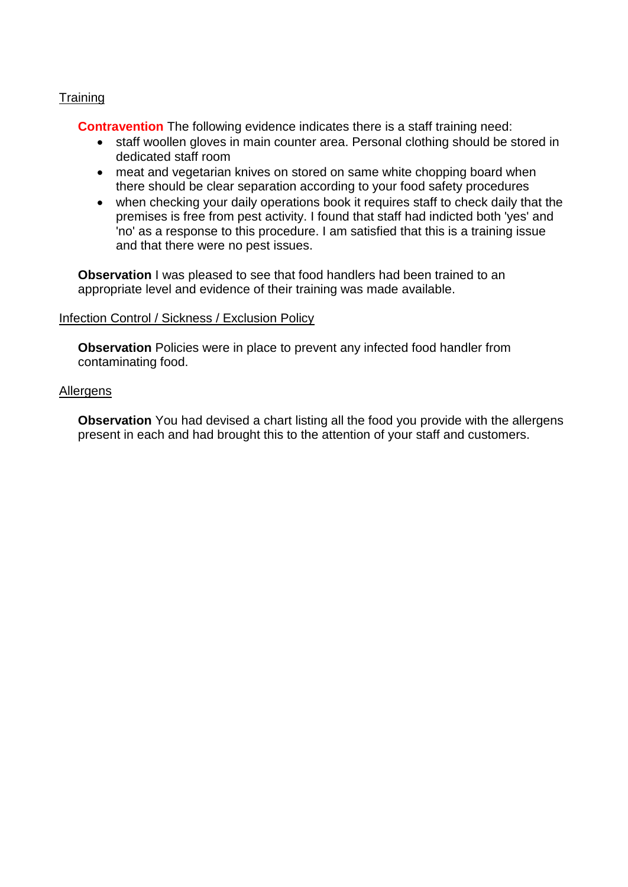Training

**Contravention** The following evidence indicates there is a staff training need:

- staff woollen gloves in main counter area. Personal clothing should be stored in dedicated staff room
- meat and vegetarian knives on stored on same white chopping board when there should be clear separation according to your food safety procedures
- when checking your daily operations book it requires staff to check daily that the premises is free from pest activity. I found that staff had indicted both 'yes' and 'no' as a response to this procedure. I am satisfied that this is a training issue and that there were no pest issues.

**Observation** I was pleased to see that food handlers had been trained to an appropriate level and evidence of their training was made available.

Infection Control / Sickness / Exclusion Policy

**Observation** Policies were in place to prevent any infected food handler from contaminating food.

Allergens

**Observation** You had devised a chart listing all the food you provide with the allergens present in each and had brought this to the attention of your staff and customers.